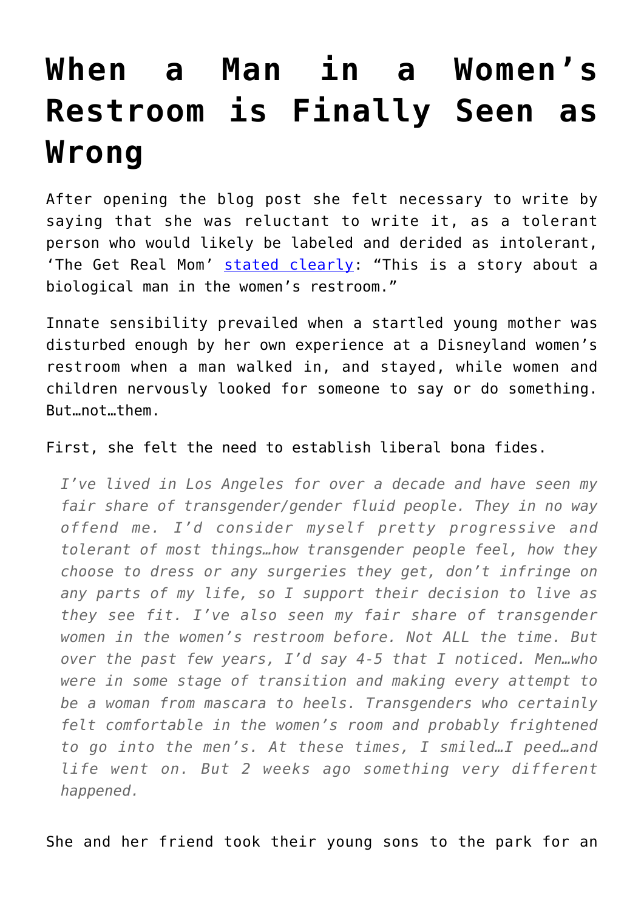# When a Man in a Women's Restroom is Finally Seen as Wrong

After opening the blog post she felt necessary to write by saying that she was reluctant to write it, as a tolerant person who would likely be labeled and derided as intolerant, 'The Get Real Mom' [stated clearly](): "This is a story about a biological man in the women's restroom."

Innate sensibility prevailed when a startled young mother was disturbed enough by her own experience at a Disneyland women's restroom when a man walked in, and stayed, while women and children nervously looked for someone to say or do something. But…not…them.

First, she felt the need to establish liberal bona fides.

> *I've lived in Los Angeles for over a decade and have seen my fair share of transgender/gender fluid people. They in no way offend me. I'd consider myself pretty progressive and tolerant of most things…how transgender people feel, how they choose to dress or any surgeries they get, don't infringe on any parts of my life, so I support their decision to live as they see fit. I've also seen my fair share of transgender women in the women's restroom before. Not ALL the time. But over the past few years, I'd say 4-5 that I noticed. Men…who were in some stage of transition and making every attempt to be a woman from mascara to heels. Transgenders who certainly felt comfortable in the women's room and probably frightened to go into the men's. At these times, I smiled…I peed…and life went on. But 2 weeks ago something very different happened.*

She and her friend took their young sons to the park for an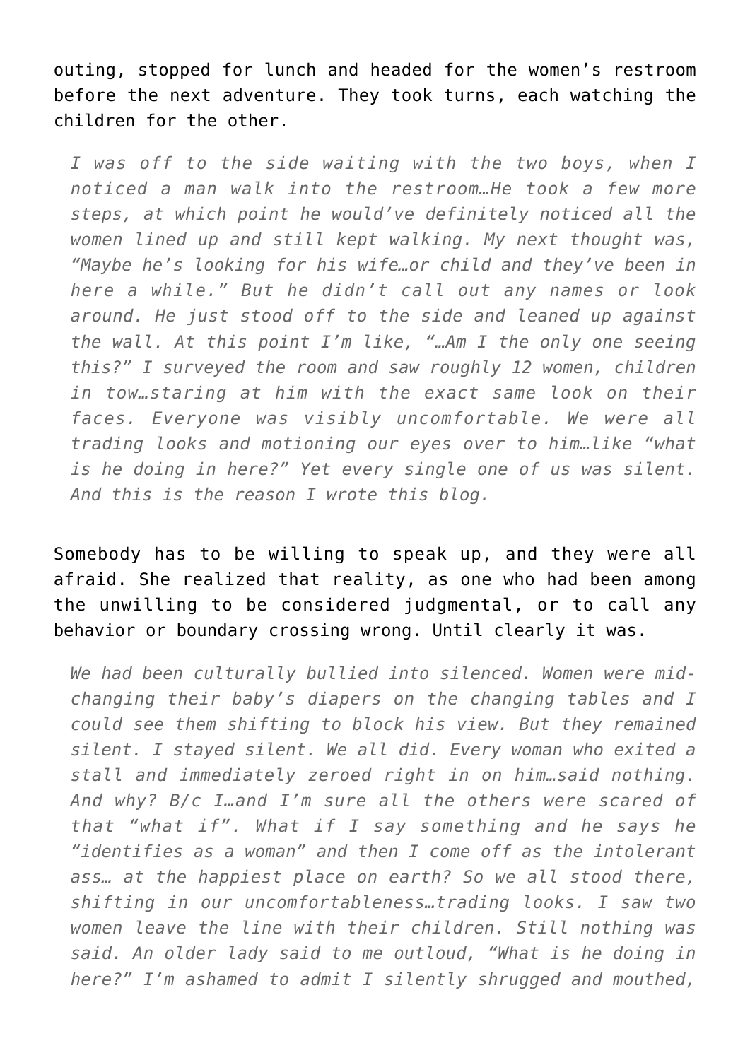outing, stopped for lunch and headed for the women's restroom before the next adventure. They took turns, each watching the children for the other.

> *I was off to the side waiting with the two boys, when I noticed a man walk into the restroom…He took a few more steps, at which point he would've definitely noticed all the women lined up and still kept walking. My next thought was, "Maybe he's looking for his wife…or child and they've been in here a while." But he didn't call out any names or look around. He just stood off to the side and leaned up against the wall. At this point I'm like, "…Am I the only one seeing this?" I surveyed the room and saw roughly 12 women, children in tow…staring at him with the exact same look on their faces. Everyone was visibly uncomfortable. We were all trading looks and motioning our eyes over to him…like "what is he doing in here?" Yet every single one of us was silent. And this is the reason I wrote this blog.*

Somebody has to be willing to speak up, and they were all afraid. She realized that reality, as one who had been among the unwilling to be considered judgmental, or to call any behavior or boundary crossing wrong. Until clearly it was.

> *We had been culturally bullied into silenced. Women were mid-changing their baby's diapers on the changing tables and I could see them shifting to block his view. But they remained silent. I stayed silent. We all did. Every woman who exited a stall and immediately zeroed right in on him…said nothing. And why? B/c I…and I'm sure all the others were scared of that "what if". What if I say something and he says he "identifies as a woman" and then I come off as the intolerant ass… at the happiest place on earth? So we all stood there, shifting in our uncomfortableness…trading looks. I saw two women leave the line with their children. Still nothing was said. An older lady said to me outloud, "What is he doing in here?" I'm ashamed to admit I silently shrugged and mouthed,*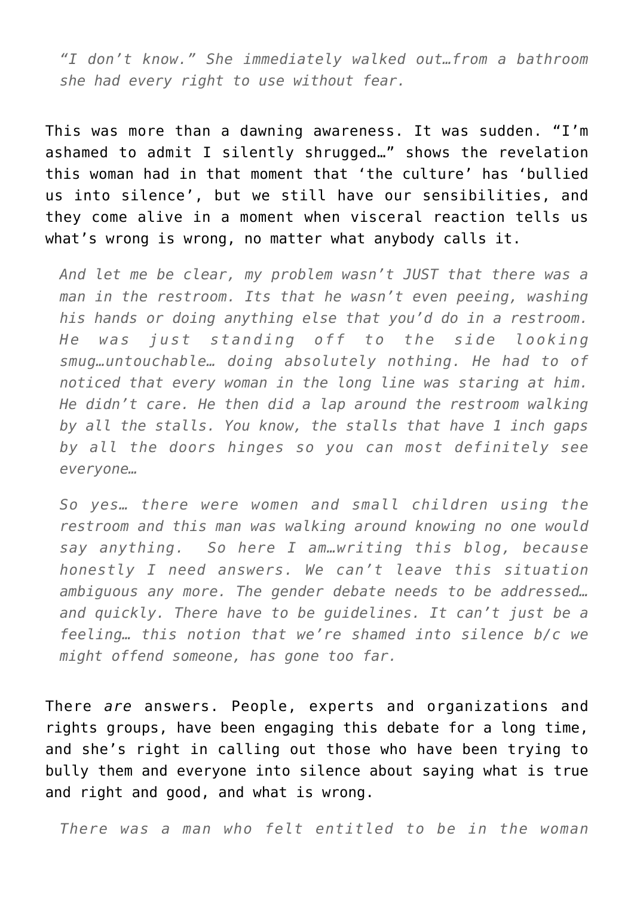> *"I don't know." She immediately walked out…from a bathroom she had every right to use without fear.*

This was more than a dawning awareness. It was sudden. "I'm ashamed to admit I silently shrugged…" shows the revelation this woman had in that moment that 'the culture' has 'bullied us into silence', but we still have our sensibilities, and they come alive in a moment when visceral reaction tells us what's wrong is wrong, no matter what anybody calls it.

> *And let me be clear, my problem wasn't JUST that there was a man in the restroom. Its that he wasn't even peeing, washing his hands or doing anything else that you'd do in a restroom. He was just standing off to the side looking smug…untouchable… doing absolutely nothing. He had to of noticed that every woman in the long line was staring at him. He didn't care. He then did a lap around the restroom walking by all the stalls. You know, the stalls that have 1 inch gaps by all the doors hinges so you can most definitely see everyone…*
>
> *So yes… there were women and small children using the restroom and this man was walking around knowing no one would say anything. So here I am…writing this blog, because honestly I need answers. We can't leave this situation ambiguous any more. The gender debate needs to be addressed… and quickly. There have to be guidelines. It can't just be a feeling… this notion that we're shamed into silence b/c we might offend someone, has gone too far.*

There *are* answers. People, experts and organizations and rights groups, have been engaging this debate for a long time, and she's right in calling out those who have been trying to bully them and everyone into silence about saying what is true and right and good, and what is wrong.

> *There was a man who felt entitled to be in the woman*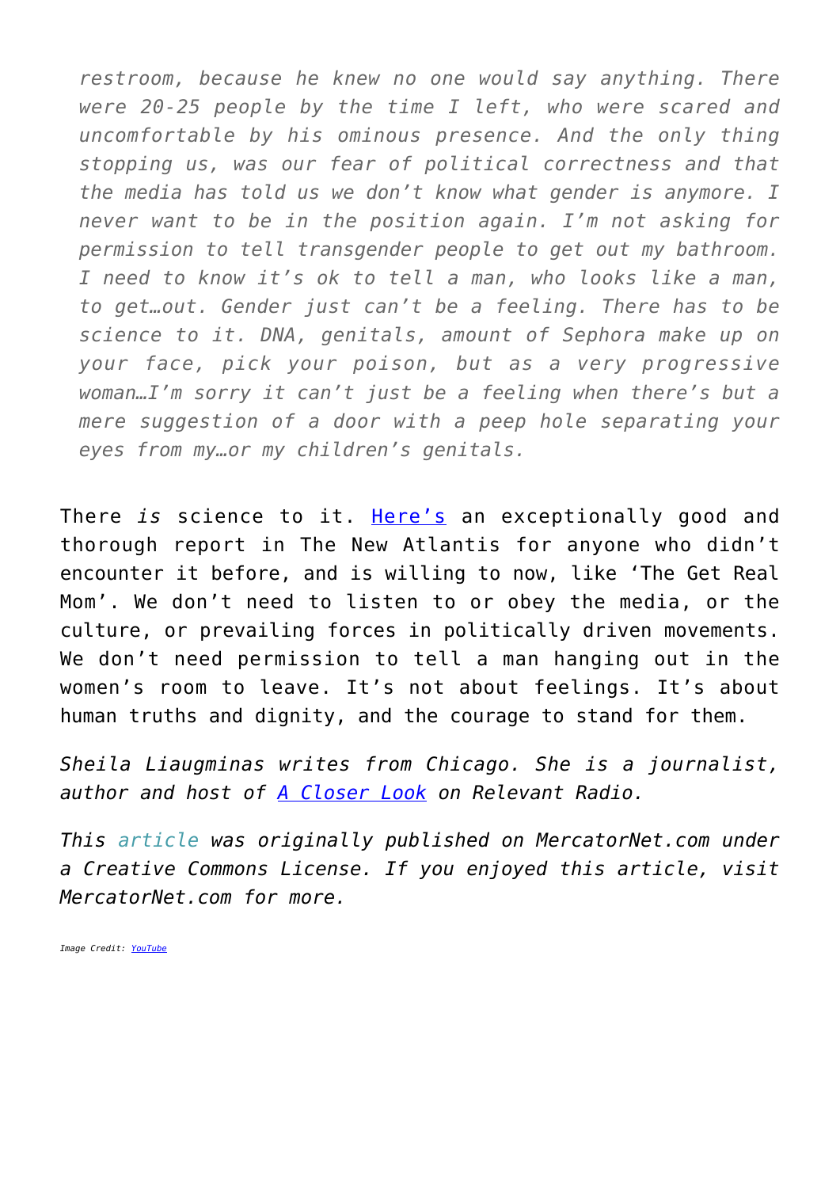> *restroom, because he knew no one would say anything. There were 20-25 people by the time I left, who were scared and uncomfortable by his ominous presence. And the only thing stopping us, was our fear of political correctness and that the media has told us we don't know what gender is anymore. I never want to be in the position again. I'm not asking for permission to tell transgender people to get out my bathroom. I need to know it's ok to tell a man, who looks like a man, to get…out. Gender just can't be a feeling. There has to be science to it. DNA, genitals, amount of Sephora make up on your face, pick your poison, but as a very progressive woman…I'm sorry it can't just be a feeling when there's but a mere suggestion of a door with a peep hole separating your eyes from my…or my children's genitals.*

There *is* science to it. Here's an exceptionally good and thorough report in The New Atlantis for anyone who didn't encounter it before, and is willing to now, like 'The Get Real Mom'. We don't need to listen to or obey the media, or the culture, or prevailing forces in politically driven movements. We don't need permission to tell a man hanging out in the women's room to leave. It's not about feelings. It's about human truths and dignity, and the courage to stand for them.

*Sheila Liaugminas writes from Chicago. She is a journalist, author and host of A Closer Look on Relevant Radio.*

*This article was originally published on MercatorNet.com under a Creative Commons License. If you enjoyed this article, visit MercatorNet.com for more.*

*Image Credit: YouTube*